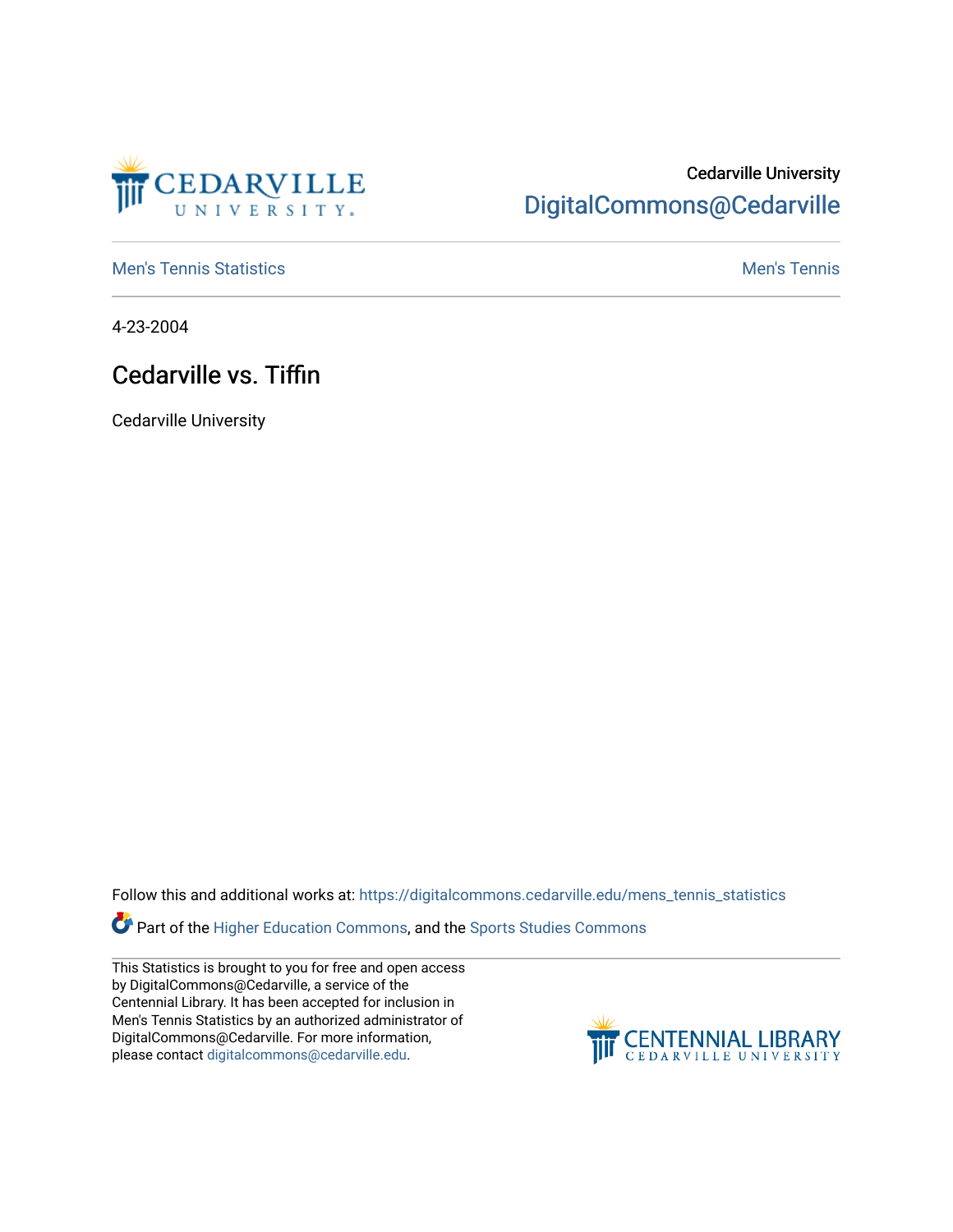Cedarville University
DigitalCommons@Cedarville

Men's Tennis Statistics

Men's Tennis

4-23-2004

# Cedarville vs. Tiffin

Cedarville University

Follow this and additional works at: https://digitalcommons.cedarville.edu/mens_tennis_statistics

Part of the Higher Education Commons, and the Sports Studies Commons

This Statistics is brought to you for free and open access by DigitalCommons@Cedarville, a service of the Centennial Library. It has been accepted for inclusion in Men's Tennis Statistics by an authorized administrator of DigitalCommons@Cedarville. For more information, please contact digitalcommons@cedarville.edu.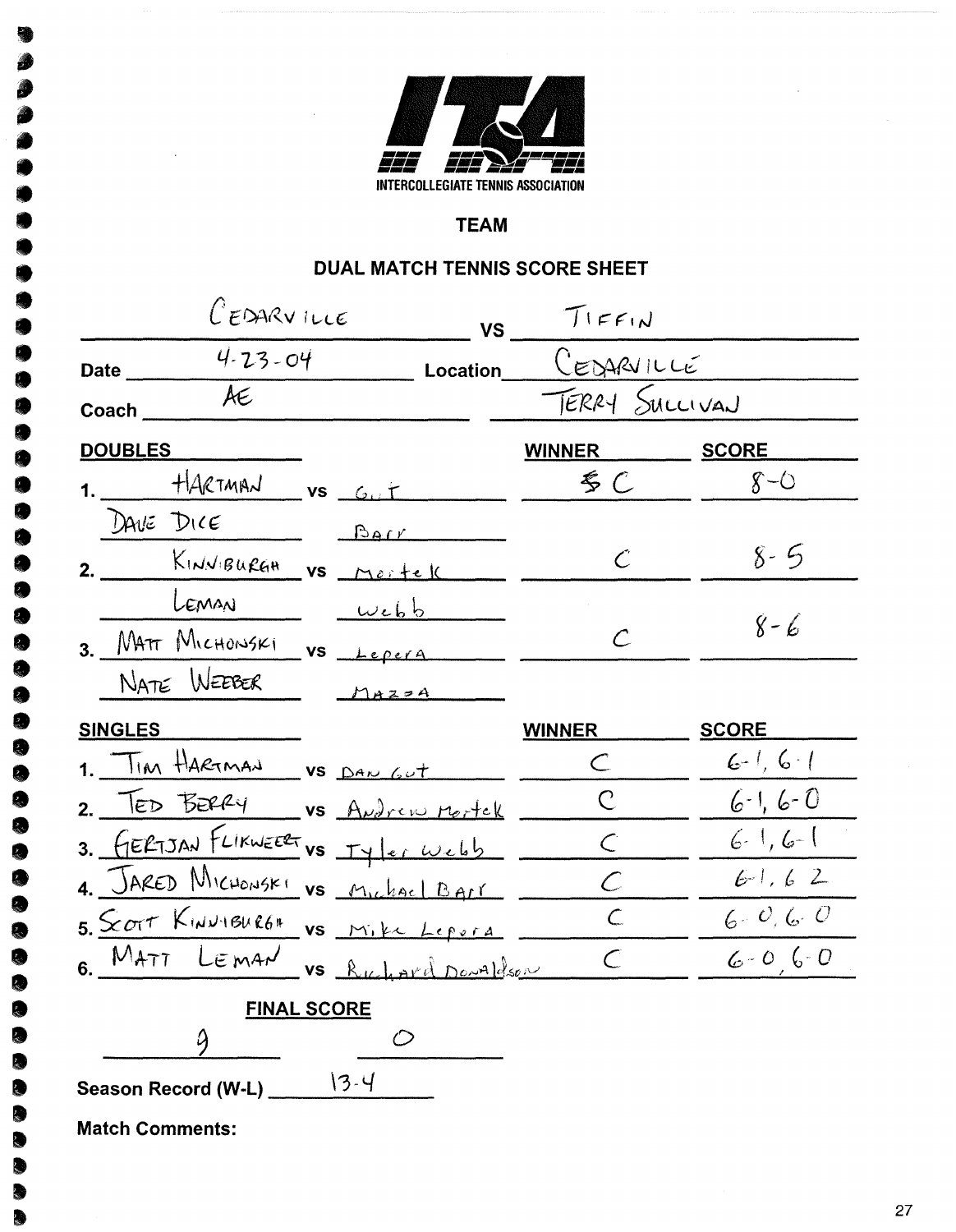INTERCOLLEGIATE TENNIS ASSOCIATION

# TEAM

## DUAL MATCH TENNIS SCORE SHEET

CEDARVILLE vs TIFFIN

Date: 4-23-04 Location: CEDARVILLE

Coach: AE TERRY SULLIVAN

| DOUBLES | | WINNER | SCORE |
|---|---|---|---|
| 1. HARTMAN / DAVE DICE | vs Gut / Barr | C | 8-0 |
| 2. KINNIBURGH / LEMAN | vs Mortek / Webb | C | 8-5 |
| 3. MATT MICHONSKI / NATE WEEBER | vs Lepera / Mazza | C | 8-6 |

| SINGLES | | WINNER | SCORE |
|---|---|---|---|
| 1. TIM HARTMAN | vs Dan Gut | C | 6-1, 6-1 |
| 2. TED BERRY | vs Andrew Mortek | C | 6-1, 6-0 |
| 3. GERTJAN FLIKWEERT | vs Tyler Webb | C | 6-1, 6-1 |
| 4. JARED MICHONSKI | vs Michael Barr | C | 6-1, 6-2 |
| 5. SCOTT KINNIBURGH | vs Mike Lepera | C | 6-0, 6-0 |
| 6. MATT LEMAN | vs Richard Donaldson | C | 6-0, 6-0 |

**FINAL SCORE**

9 0

Season Record (W-L): 13-4

Match Comments: